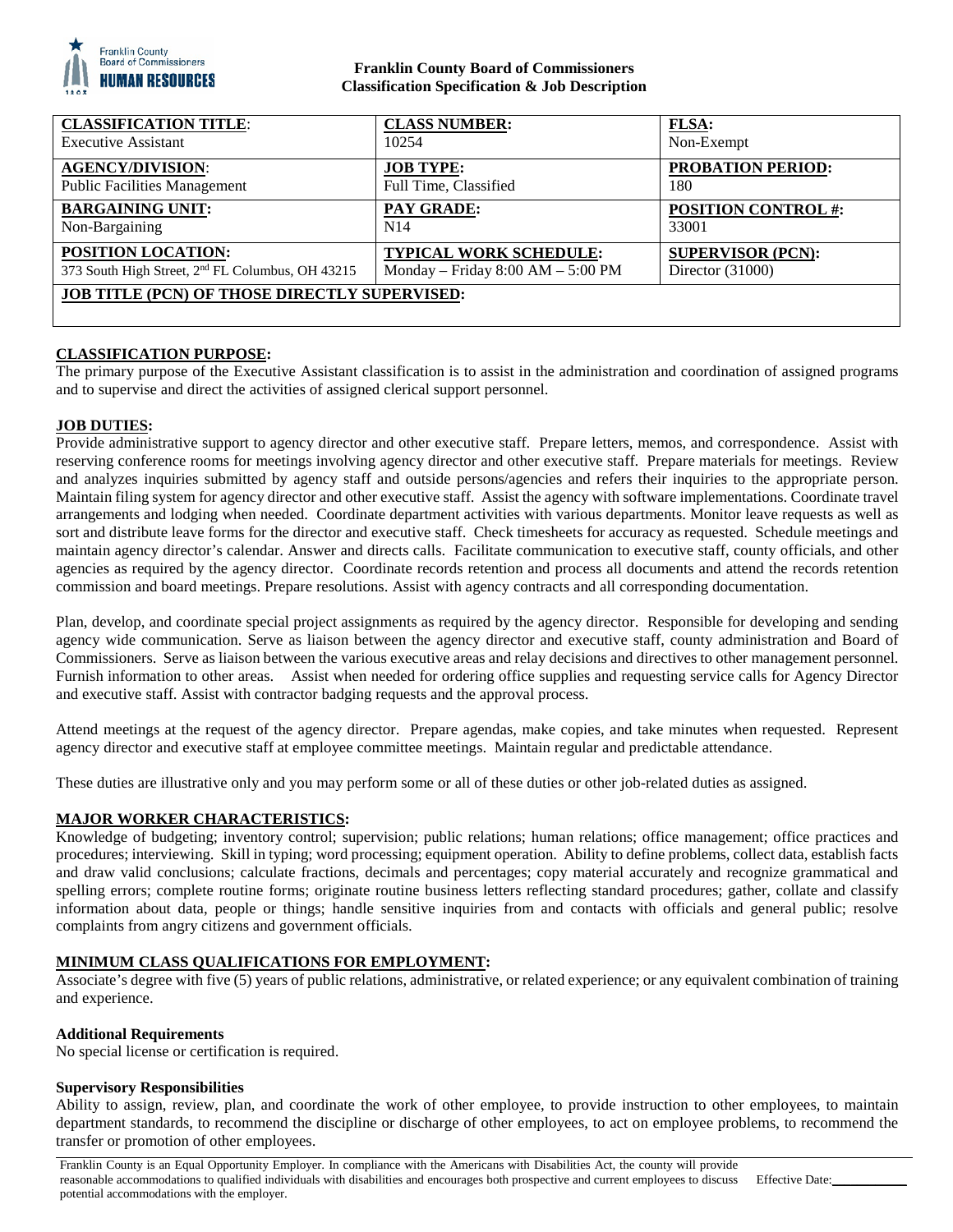**Franklin County Board of Commissioners**
**Classification Specification & Job Description**

| **CLASSIFICATION TITLE**: Executive Assistant | **CLASS NUMBER:** 10254 | **FLSA:** Non-Exempt |
|---|---|---|
| **AGENCY/DIVISION**: Public Facilities Management | **JOB TYPE:** Full Time, Classified | **PROBATION PERIOD:** 180 |
| **BARGAINING UNIT:** Non-Bargaining | **PAY GRADE:** N14 | **POSITION CONTROL #:** 33001 |
| **POSITION LOCATION:** 373 South High Street, 2nd FL Columbus, OH 43215 | **TYPICAL WORK SCHEDULE:** Monday – Friday 8:00 AM – 5:00 PM | **SUPERVISOR (PCN):** Director (31000) |
| **JOB TITLE (PCN) OF THOSE DIRECTLY SUPERVISED:** | | |

## CLASSIFICATION PURPOSE:

The primary purpose of the Executive Assistant classification is to assist in the administration and coordination of assigned programs and to supervise and direct the activities of assigned clerical support personnel.

## JOB DUTIES:

Provide administrative support to agency director and other executive staff. Prepare letters, memos, and correspondence. Assist with reserving conference rooms for meetings involving agency director and other executive staff. Prepare materials for meetings. Review and analyzes inquiries submitted by agency staff and outside persons/agencies and refers their inquiries to the appropriate person. Maintain filing system for agency director and other executive staff. Assist the agency with software implementations. Coordinate travel arrangements and lodging when needed. Coordinate department activities with various departments. Monitor leave requests as well as sort and distribute leave forms for the director and executive staff. Check timesheets for accuracy as requested. Schedule meetings and maintain agency director's calendar. Answer and directs calls. Facilitate communication to executive staff, county officials, and other agencies as required by the agency director. Coordinate records retention and process all documents and attend the records retention commission and board meetings. Prepare resolutions. Assist with agency contracts and all corresponding documentation.

Plan, develop, and coordinate special project assignments as required by the agency director. Responsible for developing and sending agency wide communication. Serve as liaison between the agency director and executive staff, county administration and Board of Commissioners. Serve as liaison between the various executive areas and relay decisions and directives to other management personnel. Furnish information to other areas. Assist when needed for ordering office supplies and requesting service calls for Agency Director and executive staff. Assist with contractor badging requests and the approval process.

Attend meetings at the request of the agency director. Prepare agendas, make copies, and take minutes when requested. Represent agency director and executive staff at employee committee meetings. Maintain regular and predictable attendance.

These duties are illustrative only and you may perform some or all of these duties or other job-related duties as assigned.

## MAJOR WORKER CHARACTERISTICS:

Knowledge of budgeting; inventory control; supervision; public relations; human relations; office management; office practices and procedures; interviewing. Skill in typing; word processing; equipment operation. Ability to define problems, collect data, establish facts and draw valid conclusions; calculate fractions, decimals and percentages; copy material accurately and recognize grammatical and spelling errors; complete routine forms; originate routine business letters reflecting standard procedures; gather, collate and classify information about data, people or things; handle sensitive inquiries from and contacts with officials and general public; resolve complaints from angry citizens and government officials.

## MINIMUM CLASS QUALIFICATIONS FOR EMPLOYMENT:

Associate's degree with five (5) years of public relations, administrative, or related experience; or any equivalent combination of training and experience.

### Additional Requirements

No special license or certification is required.

### Supervisory Responsibilities

Ability to assign, review, plan, and coordinate the work of other employee, to provide instruction to other employees, to maintain department standards, to recommend the discipline or discharge of other employees, to act on employee problems, to recommend the transfer or promotion of other employees.

Franklin County is an Equal Opportunity Employer. In compliance with the Americans with Disabilities Act, the county will provide reasonable accommodations to qualified individuals with disabilities and encourages both prospective and current employees to discuss potential accommodations with the employer. Effective Date:____________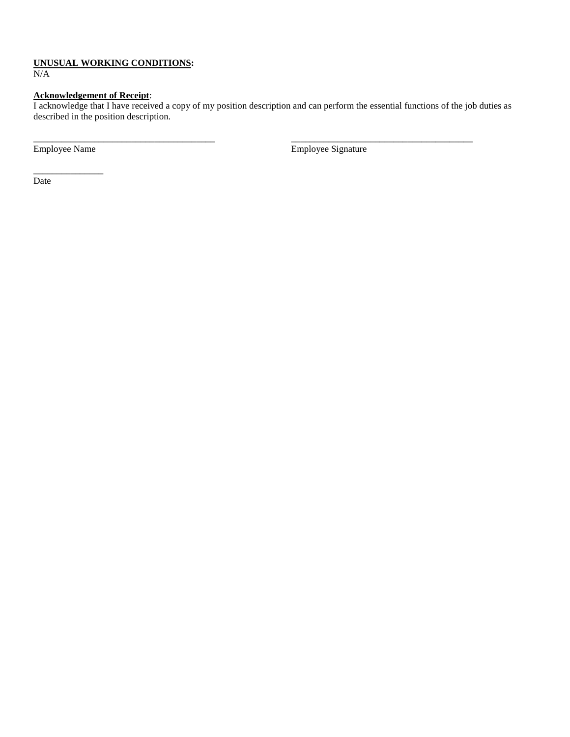**UNUSUAL WORKING CONDITIONS:**
N/A

**Acknowledgement of Receipt**:
I acknowledge that I have received a copy of my position description and can perform the essential functions of the job duties as described in the position description.

| | |
|---|---|
| _______________________________________ | _______________________________________ |
| Employee Name | Employee Signature |

_______________
Date